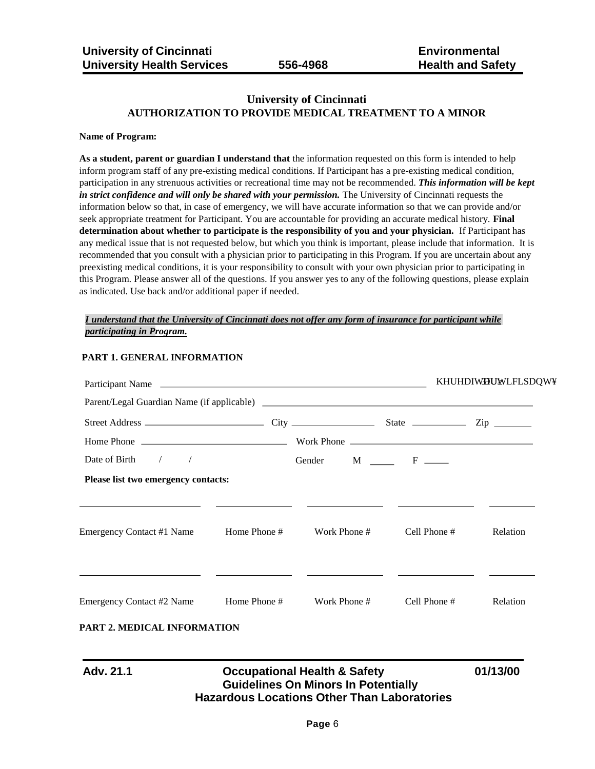**University of Cincinnati**
**AUTHORIZATION TO PROVIDE MEDICAL TREATMENT TO A MINOR**

**Name of Program:**

**As a student, parent or guardian I understand that** the information requested on this form is intended to help inform program staff of any pre-existing medical conditions. If Participant has a pre-existing medical condition, participation in any strenuous activities or recreational time may not be recommended. ***This information will be kept in strict confidence and will only be shared with your permission.*** The University of Cincinnati requests the information below so that, in case of emergency, we will have accurate information so that we can provide and/or seek appropriate treatment for Participant. You are accountable for providing an accurate medical history. **Final determination about whether to participate is the responsibility of you and your physician.** If Participant has any medical issue that is not requested below, but which you think is important, please include that information. It is recommended that you consult with a physician prior to participating in this Program. If you are uncertain about any preexisting medical conditions, it is your responsibility to consult with your own physician prior to participating in this Program. Please answer all of the questions. If you answer yes to any of the following questions, please explain as indicated. Use back and/or additional paper if needed.

***I understand that the University of Cincinnati does not offer any form of insurance for participant while participating in Program.***

**PART 1. GENERAL INFORMATION**

Participant Name ______________________________ KHUHDIWHU3DUWLFLSDQW¥

Parent/Legal Guardian Name (if applicable) ______________________________

Street Address ____________ City ____________ State ________ Zip ______

Home Phone ______________ Work Phone ______________

Date of Birth / / Gender M ____ F ____

**Please list two emergency contacts:**

| Emergency Contact #1 Name | Home Phone # | Work Phone # | Cell Phone # | Relation |
|---|---|---|---|---|
| | | | | |

| Emergency Contact #2 Name | Home Phone # | Work Phone # | Cell Phone # | Relation |
|---|---|---|---|---|
| | | | | |

**PART 2. MEDICAL INFORMATION**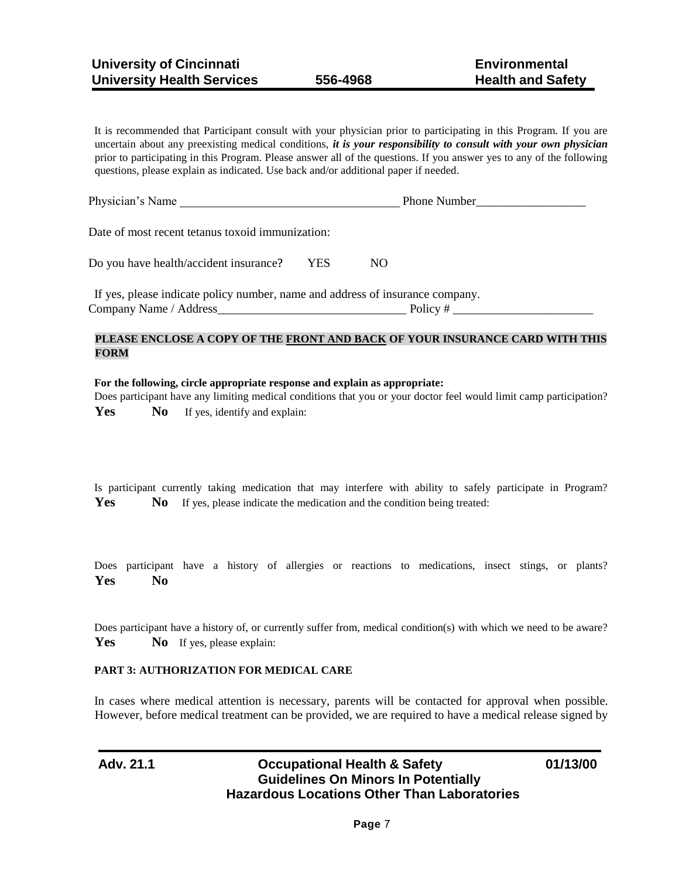It is recommended that Participant consult with your physician prior to participating in this Program. If you are uncertain about any preexisting medical conditions, ***it is your responsibility to consult with your own physician*** prior to participating in this Program. Please answer all of the questions. If you answer yes to any of the following questions, please explain as indicated. Use back and/or additional paper if needed.

Physician's Name ____________________________________ Phone Number__________________

Date of most recent tetanus toxoid immunization:

Do you have health/accident insurance? YES NO

If yes, please indicate policy number, name and address of insurance company.
Company Name / Address_______________________________ Policy # _______________________

**PLEASE ENCLOSE A COPY OF THE <u>FRONT AND BACK</u> OF YOUR INSURANCE CARD WITH THIS FORM**

**For the following, circle appropriate response and explain as appropriate:**
Does participant have any limiting medical conditions that you or your doctor feel would limit camp participation?
**Yes** **No** If yes, identify and explain:

Is participant currently taking medication that may interfere with ability to safely participate in Program?
**Yes** **No** If yes, please indicate the medication and the condition being treated:

Does participant have a history of allergies or reactions to medications, insect stings, or plants?
**Yes** **No**

Does participant have a history of, or currently suffer from, medical condition(s) with which we need to be aware?
**Yes** **No** If yes, please explain:

**PART 3: AUTHORIZATION FOR MEDICAL CARE**

In cases where medical attention is necessary, parents will be contacted for approval when possible. However, before medical treatment can be provided, we are required to have a medical release signed by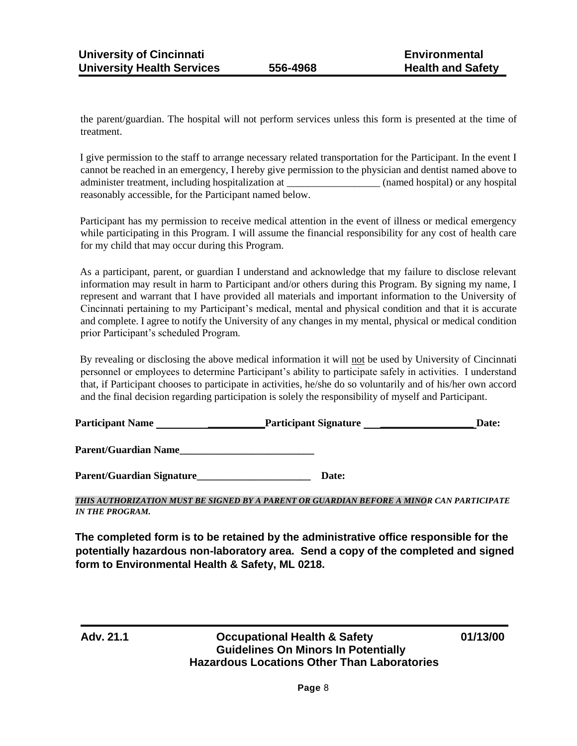the parent/guardian. The hospital will not perform services unless this form is presented at the time of treatment.

I give permission to the staff to arrange necessary related transportation for the Participant. In the event I cannot be reached in an emergency, I hereby give permission to the physician and dentist named above to administer treatment, including hospitalization at __________________ (named hospital) or any hospital reasonably accessible, for the Participant named below.

Participant has my permission to receive medical attention in the event of illness or medical emergency while participating in this Program. I will assume the financial responsibility for any cost of health care for my child that may occur during this Program.

As a participant, parent, or guardian I understand and acknowledge that my failure to disclose relevant information may result in harm to Participant and/or others during this Program. By signing my name, I represent and warrant that I have provided all materials and important information to the University of Cincinnati pertaining to my Participant's medical, mental and physical condition and that it is accurate and complete. I agree to notify the University of any changes in my mental, physical or medical condition prior Participant's scheduled Program.

By revealing or disclosing the above medical information it will not be used by University of Cincinnati personnel or employees to determine Participant's ability to participate safely in activities. I understand that, if Participant chooses to participate in activities, he/she do so voluntarily and of his/her own accord and the final decision regarding participation is solely the responsibility of myself and Participant.

**Participant Name ____________________ Participant Signature ____________________ Date:**

**Parent/Guardian Name__________________________**

**Parent/Guardian Signature______________________ Date:**

***THIS AUTHORIZATION MUST BE SIGNED BY A PARENT OR GUARDIAN BEFORE A MINOR CAN PARTICIPATE IN THE PROGRAM.***

**The completed form is to be retained by the administrative office responsible for the potentially hazardous non-laboratory area. Send a copy of the completed and signed form to Environmental Health & Safety, ML 0218.**